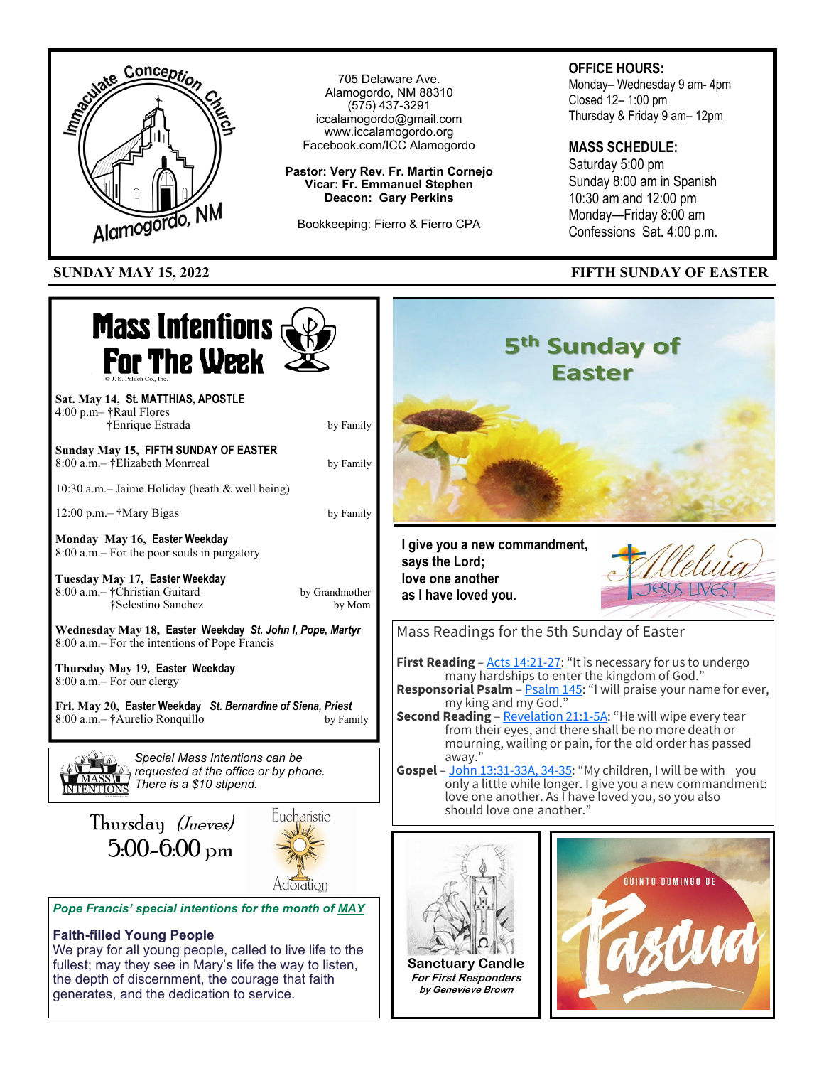# Immaculate Conception Church
## Alamogordo, NM

705 Delaware Ave.
Alamogordo, NM 88310
(575) 437-3291
iccalamogordo@gmail.com
www.iccalamogordo.org
Facebook.com/ICC Alamogordo

**Pastor: Very Rev. Fr. Martin Cornejo**
**Vicar: Fr. Emmanuel Stephen**
**Deacon: Gary Perkins**

Bookkeeping: Fierro & Fierro CPA

**OFFICE HOURS:**
Monday– Wednesday 9 am- 4pm
Closed 12– 1:00 pm
Thursday & Friday 9 am– 12pm

**MASS SCHEDULE:**
Saturday 5:00 pm
Sunday 8:00 am in Spanish
10:30 am and 12:00 pm
Monday—Friday 8:00 am
Confessions Sat. 4:00 p.m.

**SUNDAY MAY 15, 2022** — **FIFTH SUNDAY OF EASTER**

## Mass Intentions For The Week

**Sat. May 14, St. MATTHIAS, APOSTLE**
4:00 p.m– †Raul Flores
†Enrique Estrada — by Family

**Sunday May 15, FIFTH SUNDAY OF EASTER**
8:00 a.m.– †Elizabeth Monrreal — by Family

10:30 a.m.– Jaime Holiday (heath & well being)

12:00 p.m.– †Mary Bigas — by Family

**Monday May 16, Easter Weekday**
8:00 a.m.– For the poor souls in purgatory

**Tuesday May 17, Easter Weekday**
8:00 a.m.– †Christian Guitard — by Grandmother
†Selestino Sanchez — by Mom

**Wednesday May 18, Easter Weekday** ***St. John I, Pope, Martyr***
8:00 a.m.– For the intentions of Pope Francis

**Thursday May 19, Easter Weekday**
8:00 a.m.– For our clergy

**Fri. May 20, Easter Weekday** ***St. Bernardine of Siena, Priest***
8:00 a.m.– †Aurelio Ronquillo — by Family

*Special Mass Intentions can be requested at the office or by phone. There is a $10 stipend.*

**Eucharistic Adoration**
Thursday *(Jueves)*
5:00-6:00 pm

***Pope Francis' special intentions for the month of MAY***

**Faith-filled Young People**
We pray for all young people, called to live life to the fullest; may they see in Mary's life the way to listen, the depth of discernment, the courage that faith generates, and the dedication to service.

## 5th Sunday of Easter

**I give you a new commandment, says the Lord; love one another as I have loved you.**

Alleluia — Jesus Lives!

### Mass Readings for the 5th Sunday of Easter

**First Reading** – Acts 14:21-27: "It is necessary for us to undergo many hardships to enter the kingdom of God."
**Responsorial Psalm** – Psalm 145: "I will praise your name for ever, my king and my God."
**Second Reading** – Revelation 21:1-5A: "He will wipe every tear from their eyes, and there shall be no more death or mourning, wailing or pain, for the old order has passed away."
**Gospel** – John 13:31-33A, 34-35: "My children, I will be with you only a little while longer. I give you a new commandment: love one another. As I have loved you, so you also should love one another."

**Sanctuary Candle**
***For First Responders***
***by Genevieve Brown***

QUINTO DOMINGO DE Pascua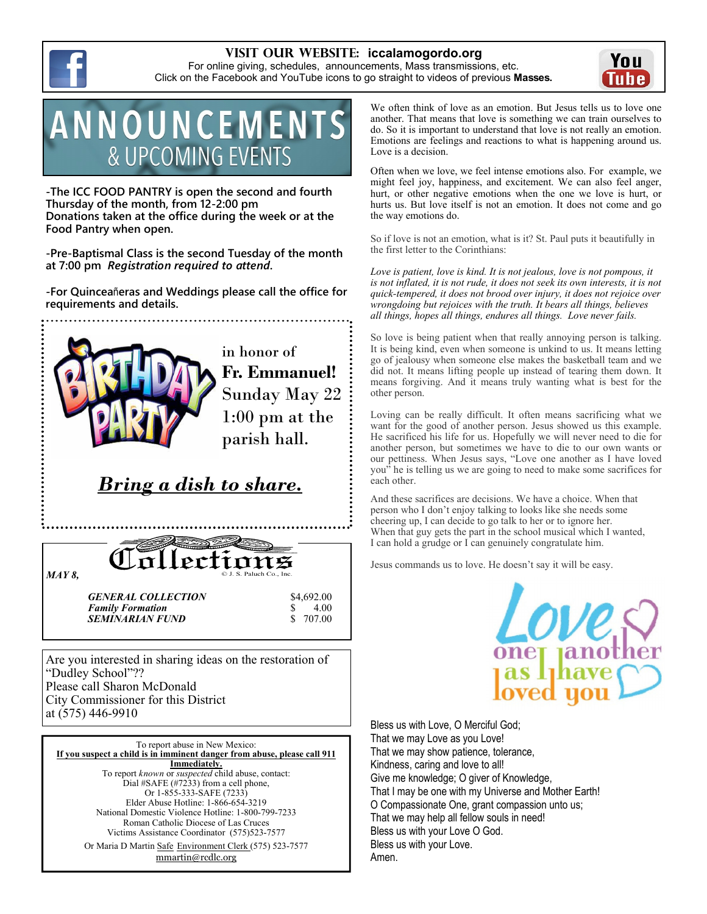**VISIT OUR WEBSITE: iccalamogordo.org**
For online giving, schedules, announcements, Mass transmissions, etc.
Click on the Facebook and YouTube icons to go straight to videos of previous **Masses.**

# ANNOUNCEMENTS
## & UPCOMING EVENTS

**-The ICC FOOD PANTRY is open the second and fourth Thursday of the month, from 12-2:00 pm**
**Donations taken at the office during the week or at the Food Pantry when open.**

**-Pre-Baptismal Class is the second Tuesday of the month at 7:00 pm** ***Registration required to attend.***

**-For Quinceañeras and Weddings please call the office for requirements and details.**

**BIRTHDAY PARTY** in honor of **Fr. Emmanuel!** Sunday May 22 1:00 pm at the parish hall.

***Bring a dish to share.***

## Collections

© J. S. Paluch Co., Inc.

*MAY 8,*

| | |
|---|---|
| ***GENERAL COLLECTION*** | $4,692.00 |
| ***Family Formation*** | $ 4.00 |
| ***SEMINARIAN FUND*** | $ 707.00 |

Are you interested in sharing ideas on the restoration of "Dudley School"??
Please call Sharon McDonald
City Commissioner for this District
at (575) 446-9910

To report abuse in New Mexico:
**If you suspect a child is in imminent danger from abuse, please call 911 Immediately.**
To report *known* or *suspected* child abuse, contact:
Dial #SAFE (#7233) from a cell phone,
Or 1-855-333-SAFE (7233)
Elder Abuse Hotline: 1-866-654-3219
National Domestic Violence Hotline: 1-800-799-7233
Roman Catholic Diocese of Las Cruces
Victims Assistance Coordinator (575)523-7577
Or Maria D Martin Safe Environment Clerk (575) 523-7577
mmartin@rcdlc.org

We often think of love as an emotion. But Jesus tells us to love one another. That means that love is something we can train ourselves to do. So it is important to understand that love is not really an emotion. Emotions are feelings and reactions to what is happening around us. Love is a decision.

Often when we love, we feel intense emotions also. For example, we might feel joy, happiness, and excitement. We can also feel anger, hurt, or other negative emotions when the one we love is hurt, or hurts us. But love itself is not an emotion. It does not come and go the way emotions do.

So if love is not an emotion, what is it? St. Paul puts it beautifully in the first letter to the Corinthians:

*Love is patient, love is kind. It is not jealous, love is not pompous, it is not inflated, it is not rude, it does not seek its own interests, it is not quick-tempered, it does not brood over injury, it does not rejoice over wrongdoing but rejoices with the truth. It bears all things, believes all things, hopes all things, endures all things. Love never fails.*

So love is being patient when that really annoying person is talking. It is being kind, even when someone is unkind to us. It means letting go of jealousy when someone else makes the basketball team and we did not. It means lifting people up instead of tearing them down. It means forgiving. And it means truly wanting what is best for the other person.

Loving can be really difficult. It often means sacrificing what we want for the good of another person. Jesus showed us this example. He sacrificed his life for us. Hopefully we will never need to die for another person, but sometimes we have to die to our own wants or our pettiness. When Jesus says, "Love one another as I have loved you" he is telling us we are going to need to make some sacrifices for each other.

And these sacrifices are decisions. We have a choice. When that person who I don't enjoy talking to looks like she needs some cheering up, I can decide to go talk to her or to ignore her. When that guy gets the part in the school musical which I wanted, I can hold a grudge or I can genuinely congratulate him.

Jesus commands us to love. He doesn't say it will be easy.

Love one another as I have loved you

Bless us with Love, O Merciful God;
That we may Love as you Love!
That we may show patience, tolerance,
Kindness, caring and love to all!
Give me knowledge; O giver of Knowledge,
That I may be one with my Universe and Mother Earth!
O Compassionate One, grant compassion unto us;
That we may help all fellow souls in need!
Bless us with your Love O God.
Bless us with your Love.
Amen.